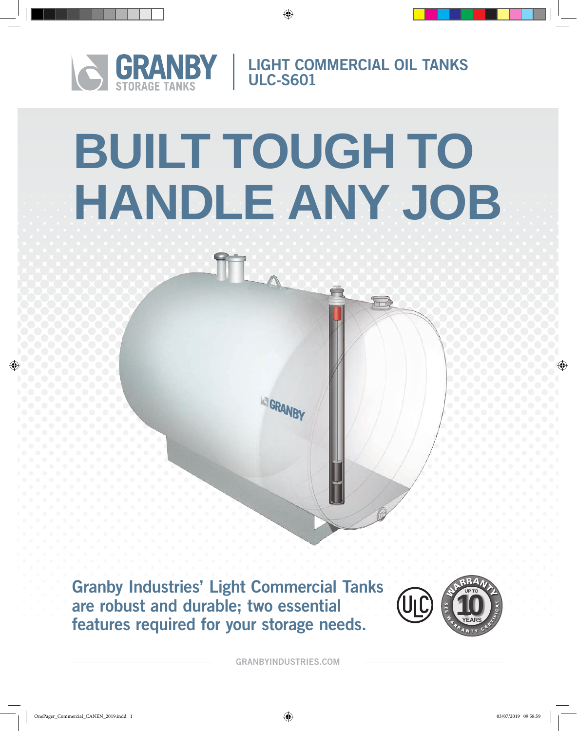GRANBY STORAGE TANKS | LIGHT COMMERCIAL OIL TANKS ULC-S601

# BUILT TOUGH TO HANDLE ANY JOB

**Granby Industries' Light Commercial Tanks are robust and durable; two essential features required for your storage needs.**

WARRANTY UP TO 10 YEARS SEE WARRANTY CERTIFICATE

GRANBYINDUSTRIES.COM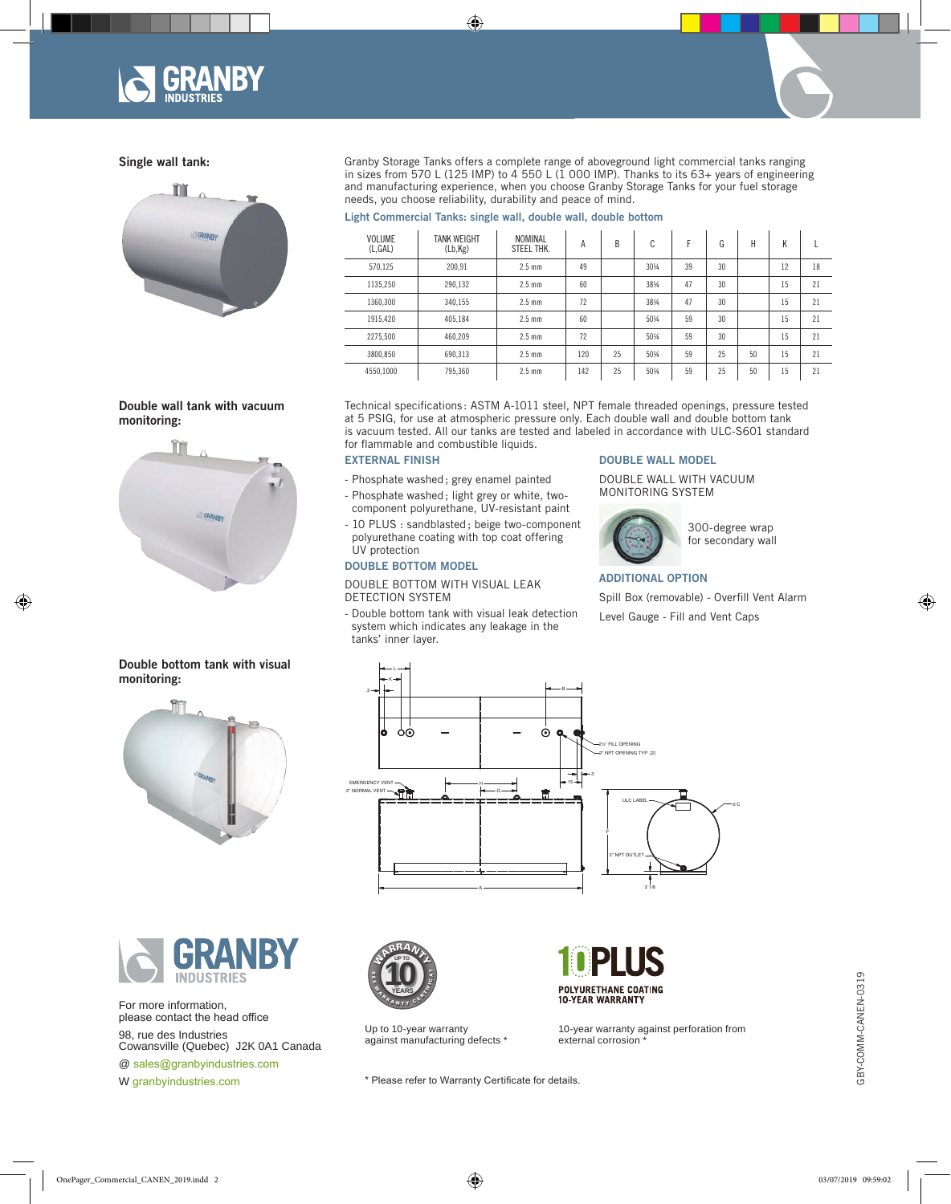Single wall tank:

Granby Storage Tanks offers a complete range of aboveground light commercial tanks ranging in sizes from 570 L (125 IMP) to 4 550 L (1 000 IMP). Thanks to its 63+ years of engineering and manufacturing experience, when you choose Granby Storage Tanks for your fuel storage needs, you choose reliability, durability and peace of mind.

**Light Commercial Tanks: single wall, double wall, double bottom**

| VOLUME (L,GAL) | TANK WEIGHT (Lb,Kg) | NOMINAL STEEL THK. | A | B | C | F | G | H | K | L |
|---|---|---|---|---|---|---|---|---|---|---|
| 570,125 | 200,91 | 2.5 mm | 49 | | 30¼ | 39 | 30 | | 12 | 18 |
| 1135,250 | 290,132 | 2.5 mm | 60 | | 38¼ | 47 | 30 | | 15 | 21 |
| 1360,300 | 340,155 | 2.5 mm | 72 | | 38¼ | 47 | 30 | | 15 | 21 |
| 1915,420 | 405,184 | 2.5 mm | 60 | | 50¼ | 59 | 30 | | 15 | 21 |
| 2275,500 | 460,209 | 2.5 mm | 72 | | 50¼ | 59 | 30 | | 15 | 21 |
| 3800,850 | 690,313 | 2.5 mm | 120 | 25 | 50¼ | 59 | 25 | 50 | 15 | 21 |
| 4550,1000 | 795,360 | 2.5 mm | 142 | 25 | 50¼ | 59 | 25 | 50 | 15 | 21 |

Double wall tank with vacuum monitoring:

Technical specifications: ASTM A-1011 steel, NPT female threaded openings, pressure tested at 5 PSIG, for use at atmospheric pressure only. Each double wall and double bottom tank is vacuum tested. All our tanks are tested and labeled in accordance with ULC-S601 standard for flammable and combustible liquids.

### EXTERNAL FINISH

- Phosphate washed; grey enamel painted
- Phosphate washed; light grey or white, two-component polyurethane, UV-resistant paint
- 10 PLUS : sandblasted; beige two-component polyurethane coating with top coat offering UV protection

### DOUBLE BOTTOM MODEL

DOUBLE BOTTOM WITH VISUAL LEAK DETECTION SYSTEM

- Double bottom tank with visual leak detection system which indicates any leakage in the tanks' inner layer.

### DOUBLE WALL MODEL

DOUBLE WALL WITH VACUUM MONITORING SYSTEM

300-degree wrap for secondary wall

### ADDITIONAL OPTION

Spill Box (removable) - Overfill Vent Alarm

Level Gauge - Fill and Vent Caps

Double bottom tank with visual monitoring:

L
K
3
B
2½" FILL OPENING
2" NPT OPENING TYP. (2)
3
15
EMERGENCY VENT
2" NORMAL VENT
H
G
ULC LABEL
Ø C
F
2" NPT OUTLET
A
2 1/8

GRANBY INDUSTRIES

For more information, please contact the head office

98, rue des Industries
Cowansville (Quebec) J2K 0A1 Canada

@ sales@granbyindustries.com

W granbyindustries.com

WARRANTY UP TO 10 YEARS SEE WARRANTY CERTIFICATE

Up to 10-year warranty against manufacturing defects *

10PLUS POLYURETHANE COATING 10-YEAR WARRANTY

10-year warranty against perforation from external corrosion *

* Please refer to Warranty Certificate for details.

GBY-COMM-CANEN-0319